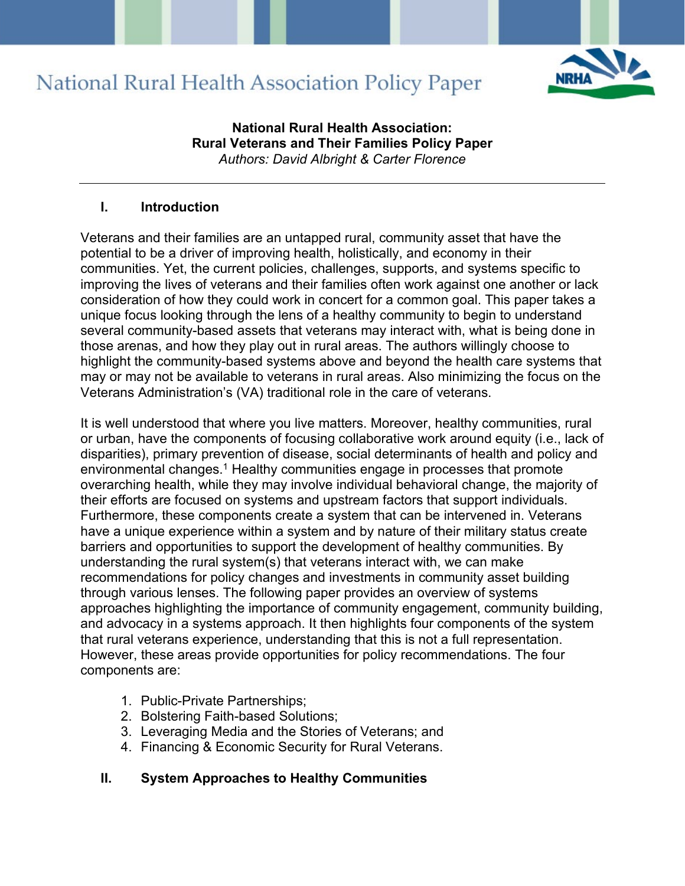# National Rural Health Association Policy Paper

**National Rural Health Association:**
**Rural Veterans and Their Families Policy Paper**
*Authors: David Albright & Carter Florence*

---

## I. Introduction

Veterans and their families are an untapped rural, community asset that have the potential to be a driver of improving health, holistically, and economy in their communities. Yet, the current policies, challenges, supports, and systems specific to improving the lives of veterans and their families often work against one another or lack consideration of how they could work in concert for a common goal. This paper takes a unique focus looking through the lens of a healthy community to begin to understand several community-based assets that veterans may interact with, what is being done in those arenas, and how they play out in rural areas. The authors willingly choose to highlight the community-based systems above and beyond the health care systems that may or may not be available to veterans in rural areas. Also minimizing the focus on the Veterans Administration's (VA) traditional role in the care of veterans.

It is well understood that where you live matters. Moreover, healthy communities, rural or urban, have the components of focusing collaborative work around equity (i.e., lack of disparities), primary prevention of disease, social determinants of health and policy and environmental changes.[1] Healthy communities engage in processes that promote overarching health, while they may involve individual behavioral change, the majority of their efforts are focused on systems and upstream factors that support individuals. Furthermore, these components create a system that can be intervened in. Veterans have a unique experience within a system and by nature of their military status create barriers and opportunities to support the development of healthy communities. By understanding the rural system(s) that veterans interact with, we can make recommendations for policy changes and investments in community asset building through various lenses. The following paper provides an overview of systems approaches highlighting the importance of community engagement, community building, and advocacy in a systems approach. It then highlights four components of the system that rural veterans experience, understanding that this is not a full representation. However, these areas provide opportunities for policy recommendations. The four components are:

1. Public-Private Partnerships;
2. Bolstering Faith-based Solutions;
3. Leveraging Media and the Stories of Veterans; and
4. Financing & Economic Security for Rural Veterans.

## II. System Approaches to Healthy Communities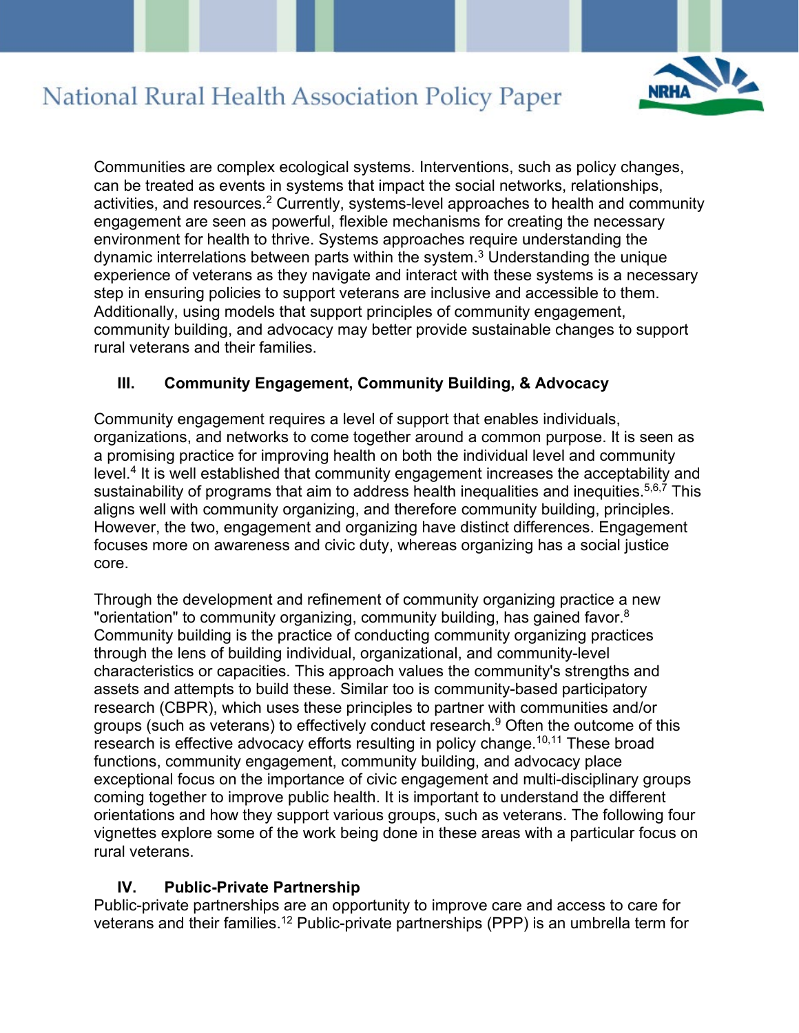Communities are complex ecological systems. Interventions, such as policy changes, can be treated as events in systems that impact the social networks, relationships, activities, and resources.[2] Currently, systems-level approaches to health and community engagement are seen as powerful, flexible mechanisms for creating the necessary environment for health to thrive. Systems approaches require understanding the dynamic interrelations between parts within the system.[3] Understanding the unique experience of veterans as they navigate and interact with these systems is a necessary step in ensuring policies to support veterans are inclusive and accessible to them. Additionally, using models that support principles of community engagement, community building, and advocacy may better provide sustainable changes to support rural veterans and their families.

## III. Community Engagement, Community Building, & Advocacy

Community engagement requires a level of support that enables individuals, organizations, and networks to come together around a common purpose. It is seen as a promising practice for improving health on both the individual level and community level.[4] It is well established that community engagement increases the acceptability and sustainability of programs that aim to address health inequalities and inequities.[5,6,7] This aligns well with community organizing, and therefore community building, principles. However, the two, engagement and organizing have distinct differences. Engagement focuses more on awareness and civic duty, whereas organizing has a social justice core.

Through the development and refinement of community organizing practice a new "orientation" to community organizing, community building, has gained favor.[8] Community building is the practice of conducting community organizing practices through the lens of building individual, organizational, and community-level characteristics or capacities. This approach values the community's strengths and assets and attempts to build these. Similar too is community-based participatory research (CBPR), which uses these principles to partner with communities and/or groups (such as veterans) to effectively conduct research.[9] Often the outcome of this research is effective advocacy efforts resulting in policy change.[10,11] These broad functions, community engagement, community building, and advocacy place exceptional focus on the importance of civic engagement and multi-disciplinary groups coming together to improve public health. It is important to understand the different orientations and how they support various groups, such as veterans. The following four vignettes explore some of the work being done in these areas with a particular focus on rural veterans.

## IV. Public-Private Partnership

Public-private partnerships are an opportunity to improve care and access to care for veterans and their families.[12] Public-private partnerships (PPP) is an umbrella term for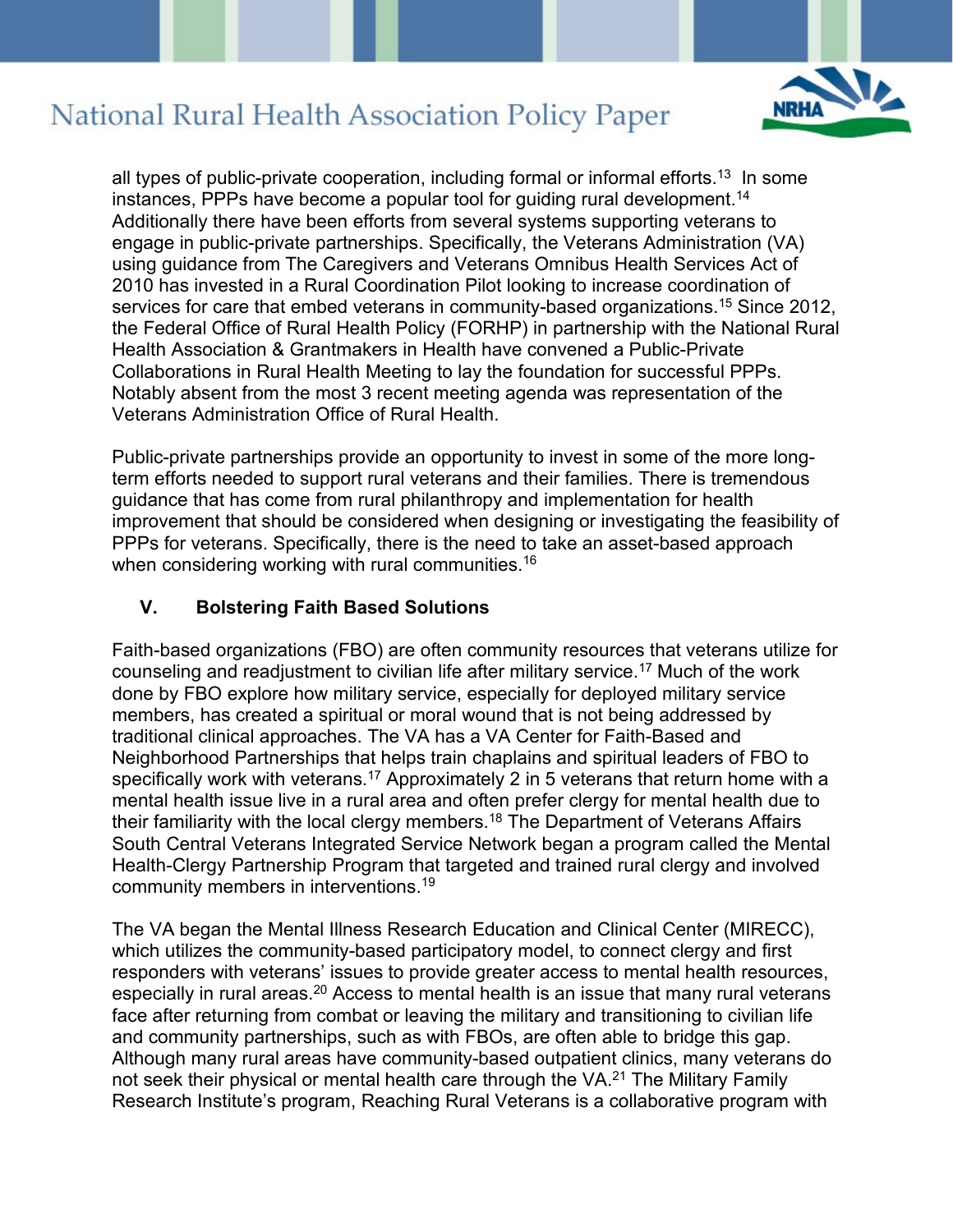all types of public-private cooperation, including formal or informal efforts.[13] In some instances, PPPs have become a popular tool for guiding rural development.[14] Additionally there have been efforts from several systems supporting veterans to engage in public-private partnerships. Specifically, the Veterans Administration (VA) using guidance from The Caregivers and Veterans Omnibus Health Services Act of 2010 has invested in a Rural Coordination Pilot looking to increase coordination of services for care that embed veterans in community-based organizations.[15] Since 2012, the Federal Office of Rural Health Policy (FORHP) in partnership with the National Rural Health Association & Grantmakers in Health have convened a Public-Private Collaborations in Rural Health Meeting to lay the foundation for successful PPPs. Notably absent from the most 3 recent meeting agenda was representation of the Veterans Administration Office of Rural Health.

Public-private partnerships provide an opportunity to invest in some of the more long-term efforts needed to support rural veterans and their families. There is tremendous guidance that has come from rural philanthropy and implementation for health improvement that should be considered when designing or investigating the feasibility of PPPs for veterans. Specifically, there is the need to take an asset-based approach when considering working with rural communities.[16]

## V. Bolstering Faith Based Solutions

Faith-based organizations (FBO) are often community resources that veterans utilize for counseling and readjustment to civilian life after military service.[17] Much of the work done by FBO explore how military service, especially for deployed military service members, has created a spiritual or moral wound that is not being addressed by traditional clinical approaches. The VA has a VA Center for Faith-Based and Neighborhood Partnerships that helps train chaplains and spiritual leaders of FBO to specifically work with veterans.[17] Approximately 2 in 5 veterans that return home with a mental health issue live in a rural area and often prefer clergy for mental health due to their familiarity with the local clergy members.[18] The Department of Veterans Affairs South Central Veterans Integrated Service Network began a program called the Mental Health-Clergy Partnership Program that targeted and trained rural clergy and involved community members in interventions.[19]

The VA began the Mental Illness Research Education and Clinical Center (MIRECC), which utilizes the community-based participatory model, to connect clergy and first responders with veterans' issues to provide greater access to mental health resources, especially in rural areas.[20] Access to mental health is an issue that many rural veterans face after returning from combat or leaving the military and transitioning to civilian life and community partnerships, such as with FBOs, are often able to bridge this gap. Although many rural areas have community-based outpatient clinics, many veterans do not seek their physical or mental health care through the VA.[21] The Military Family Research Institute's program, Reaching Rural Veterans is a collaborative program with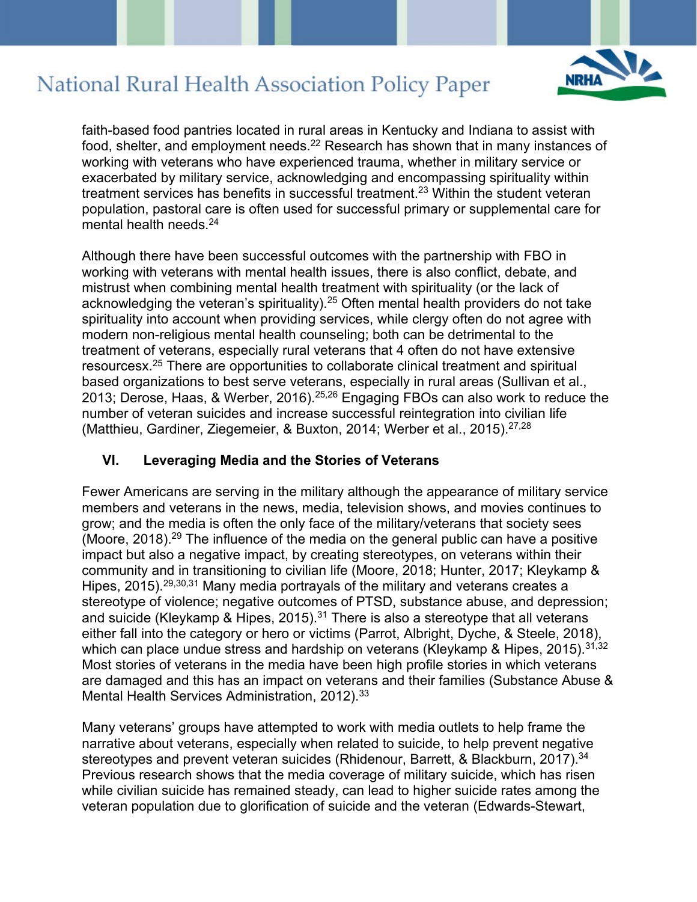faith-based food pantries located in rural areas in Kentucky and Indiana to assist with food, shelter, and employment needs.[22] Research has shown that in many instances of working with veterans who have experienced trauma, whether in military service or exacerbated by military service, acknowledging and encompassing spirituality within treatment services has benefits in successful treatment.[23] Within the student veteran population, pastoral care is often used for successful primary or supplemental care for mental health needs.[24]

Although there have been successful outcomes with the partnership with FBO in working with veterans with mental health issues, there is also conflict, debate, and mistrust when combining mental health treatment with spirituality (or the lack of acknowledging the veteran's spirituality).[25] Often mental health providers do not take spirituality into account when providing services, while clergy often do not agree with modern non-religious mental health counseling; both can be detrimental to the treatment of veterans, especially rural veterans that 4 often do not have extensive resourcesx.[25] There are opportunities to collaborate clinical treatment and spiritual based organizations to best serve veterans, especially in rural areas (Sullivan et al., 2013; Derose, Haas, & Werber, 2016).[25,26] Engaging FBOs can also work to reduce the number of veteran suicides and increase successful reintegration into civilian life (Matthieu, Gardiner, Ziegemeier, & Buxton, 2014; Werber et al., 2015).[27,28]

## VI. Leveraging Media and the Stories of Veterans

Fewer Americans are serving in the military although the appearance of military service members and veterans in the news, media, television shows, and movies continues to grow; and the media is often the only face of the military/veterans that society sees (Moore, 2018).[29] The influence of the media on the general public can have a positive impact but also a negative impact, by creating stereotypes, on veterans within their community and in transitioning to civilian life (Moore, 2018; Hunter, 2017; Kleykamp & Hipes, 2015).[29,30,31] Many media portrayals of the military and veterans creates a stereotype of violence; negative outcomes of PTSD, substance abuse, and depression; and suicide (Kleykamp & Hipes, 2015).[31] There is also a stereotype that all veterans either fall into the category or hero or victims (Parrot, Albright, Dyche, & Steele, 2018), which can place undue stress and hardship on veterans (Kleykamp & Hipes, 2015).[31,32] Most stories of veterans in the media have been high profile stories in which veterans are damaged and this has an impact on veterans and their families (Substance Abuse & Mental Health Services Administration, 2012).[33]

Many veterans' groups have attempted to work with media outlets to help frame the narrative about veterans, especially when related to suicide, to help prevent negative stereotypes and prevent veteran suicides (Rhidenour, Barrett, & Blackburn, 2017).[34] Previous research shows that the media coverage of military suicide, which has risen while civilian suicide has remained steady, can lead to higher suicide rates among the veteran population due to glorification of suicide and the veteran (Edwards-Stewart,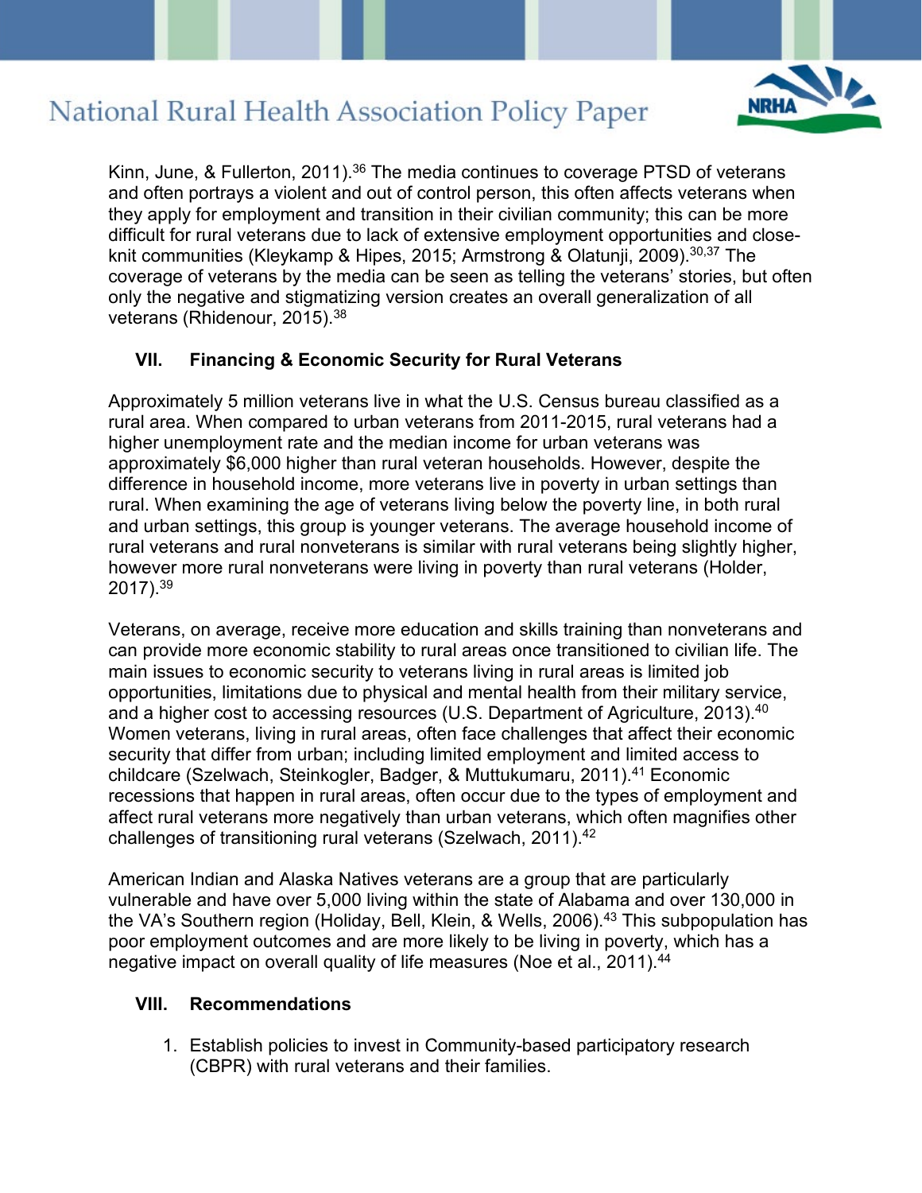Kinn, June, & Fullerton, 2011).[36] The media continues to coverage PTSD of veterans and often portrays a violent and out of control person, this often affects veterans when they apply for employment and transition in their civilian community; this can be more difficult for rural veterans due to lack of extensive employment opportunities and close-knit communities (Kleykamp & Hipes, 2015; Armstrong & Olatunji, 2009).[30,37] The coverage of veterans by the media can be seen as telling the veterans' stories, but often only the negative and stigmatizing version creates an overall generalization of all veterans (Rhidenour, 2015).[38]

## VII. Financing & Economic Security for Rural Veterans

Approximately 5 million veterans live in what the U.S. Census bureau classified as a rural area. When compared to urban veterans from 2011-2015, rural veterans had a higher unemployment rate and the median income for urban veterans was approximately $6,000 higher than rural veteran households. However, despite the difference in household income, more veterans live in poverty in urban settings than rural. When examining the age of veterans living below the poverty line, in both rural and urban settings, this group is younger veterans. The average household income of rural veterans and rural nonveterans is similar with rural veterans being slightly higher, however more rural nonveterans were living in poverty than rural veterans (Holder, 2017).[39]

Veterans, on average, receive more education and skills training than nonveterans and can provide more economic stability to rural areas once transitioned to civilian life. The main issues to economic security to veterans living in rural areas is limited job opportunities, limitations due to physical and mental health from their military service, and a higher cost to accessing resources (U.S. Department of Agriculture, 2013).[40] Women veterans, living in rural areas, often face challenges that affect their economic security that differ from urban; including limited employment and limited access to childcare (Szelwach, Steinkogler, Badger, & Muttukumaru, 2011).[41] Economic recessions that happen in rural areas, often occur due to the types of employment and affect rural veterans more negatively than urban veterans, which often magnifies other challenges of transitioning rural veterans (Szelwach, 2011).[42]

American Indian and Alaska Natives veterans are a group that are particularly vulnerable and have over 5,000 living within the state of Alabama and over 130,000 in the VA's Southern region (Holiday, Bell, Klein, & Wells, 2006).[43] This subpopulation has poor employment outcomes and are more likely to be living in poverty, which has a negative impact on overall quality of life measures (Noe et al., 2011).[44]

## VIII. Recommendations

1. Establish policies to invest in Community-based participatory research (CBPR) with rural veterans and their families.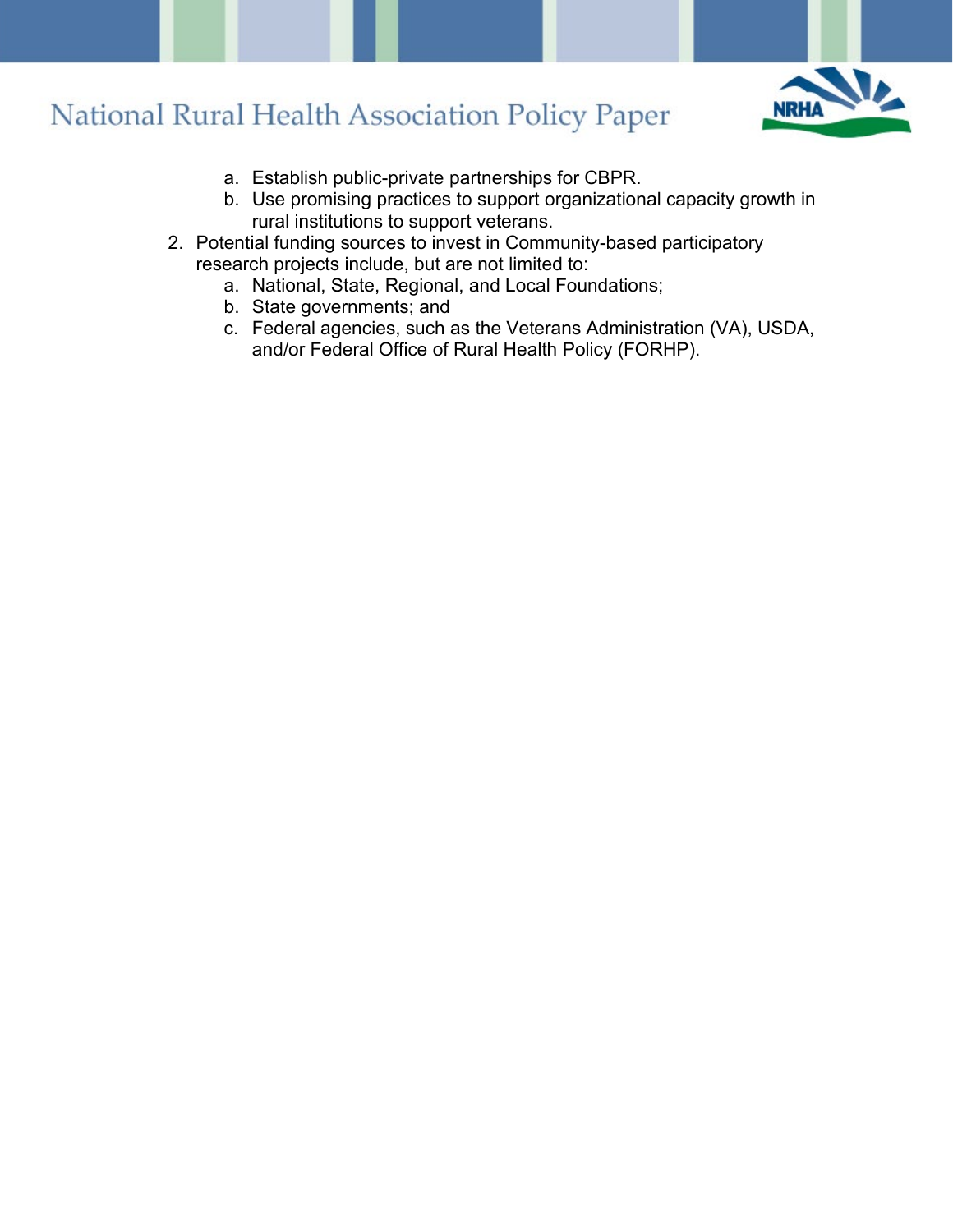a. Establish public-private partnerships for CBPR.
   b. Use promising practices to support organizational capacity growth in rural institutions to support veterans.
2. Potential funding sources to invest in Community-based participatory research projects include, but are not limited to:
   a. National, State, Regional, and Local Foundations;
   b. State governments; and
   c. Federal agencies, such as the Veterans Administration (VA), USDA, and/or Federal Office of Rural Health Policy (FORHP).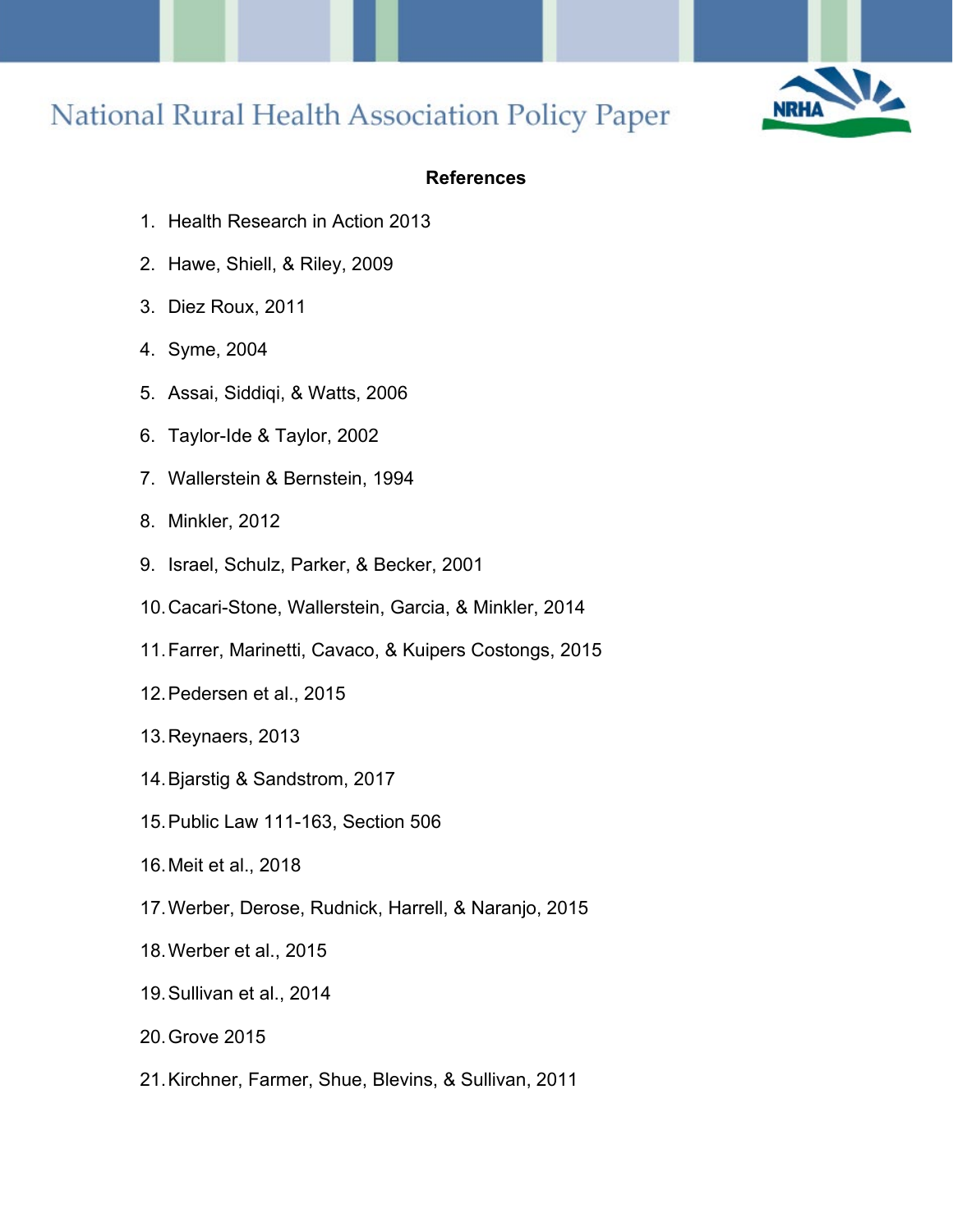## References

1. Health Research in Action 2013
2. Hawe, Shiell, & Riley, 2009
3. Diez Roux, 2011
4. Syme, 2004
5. Assai, Siddiqi, & Watts, 2006
6. Taylor-Ide & Taylor, 2002
7. Wallerstein & Bernstein, 1994
8. Minkler, 2012
9. Israel, Schulz, Parker, & Becker, 2001
10. Cacari-Stone, Wallerstein, Garcia, & Minkler, 2014
11. Farrer, Marinetti, Cavaco, & Kuipers Costongs, 2015
12. Pedersen et al., 2015
13. Reynaers, 2013
14. Bjarstig & Sandstrom, 2017
15. Public Law 111-163, Section 506
16. Meit et al., 2018
17. Werber, Derose, Rudnick, Harrell, & Naranjo, 2015
18. Werber et al., 2015
19. Sullivan et al., 2014
20. Grove 2015
21. Kirchner, Farmer, Shue, Blevins, & Sullivan, 2011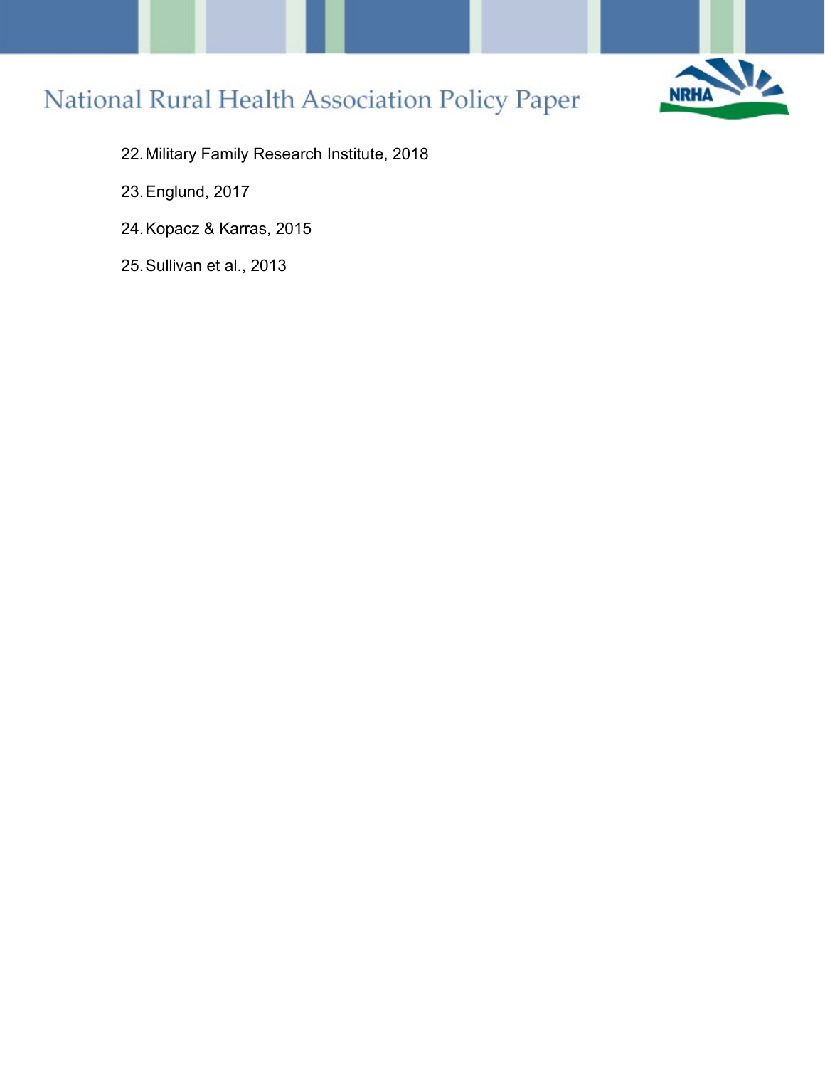22. Military Family Research Institute, 2018
23. Englund, 2017
24. Kopacz & Karras, 2015
25. Sullivan et al., 2013